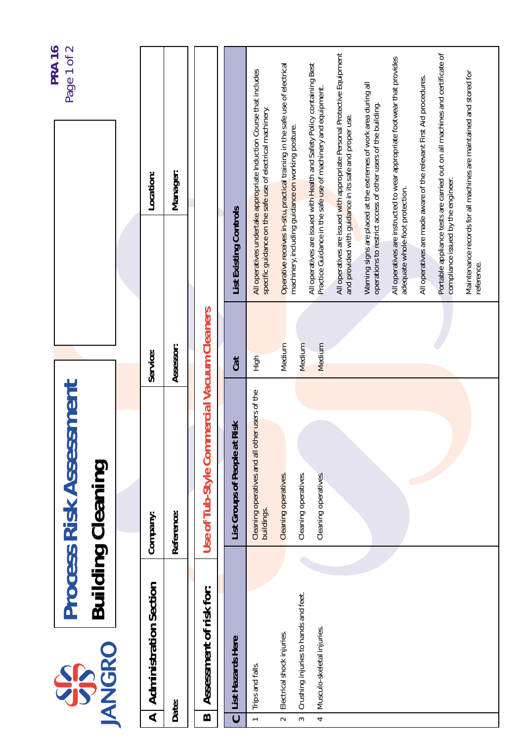# Process Risk Assessment

## Building Cleaning

PRA 16

| A | Administration Section | Company: | | Service: | | Location: | |
|---|---|---|---|---|---|---|---|
| | Date: | Reference: | | Assessor: | | Manager: | |

| B | Assessment of risk for: | Use of Tub-Style Commercial Vacuum Cleaners |
|---|---|---|

| C | List Hazards Here | List Groups of People at Risk | Cat | List Existing Controls |
|---|---|---|---|---|
| 1 | Trips and falls. | Cleaning operatives and all other users of the buildings. | High | All operatives undertake appropriate Induction Course that includes specific guidance on the safe use of electrical machinery. |
| 2 | Electrical shock injuries. | Cleaning operatives. | Medium | Operative receives in-situ, practical training in the safe use of electrical machinery, including guidance on working posture. |
| 3 | Crushing injuries to hands and feet. | Cleaning operatives. | Medium | All operatives are issued with Health and Safety Policy containing Best Practice Guidance in the safe use of machinery and equipment. |
| 4 | Musculo-skeletal injuries. | Cleaning operatives. | Medium | All operatives are issued with appropriate Personal Protective Equipment and provided with guidance in its safe and proper use. |
| | | | | Warning signs are placed at the extremes of work area during all operations to restrict access of other users of the building. |
| | | | | All operatives are instructed to wear appropriate footwear that provides adequate whole-foot protection. |
| | | | | All operatives are made aware of the relevant First Aid procedures. |
| | | | | Portable appliance tests are carried out on all machines and certificate of compliance issued by the engineer. |
| | | | | Maintenance records for all machines are maintained and stored for reference. |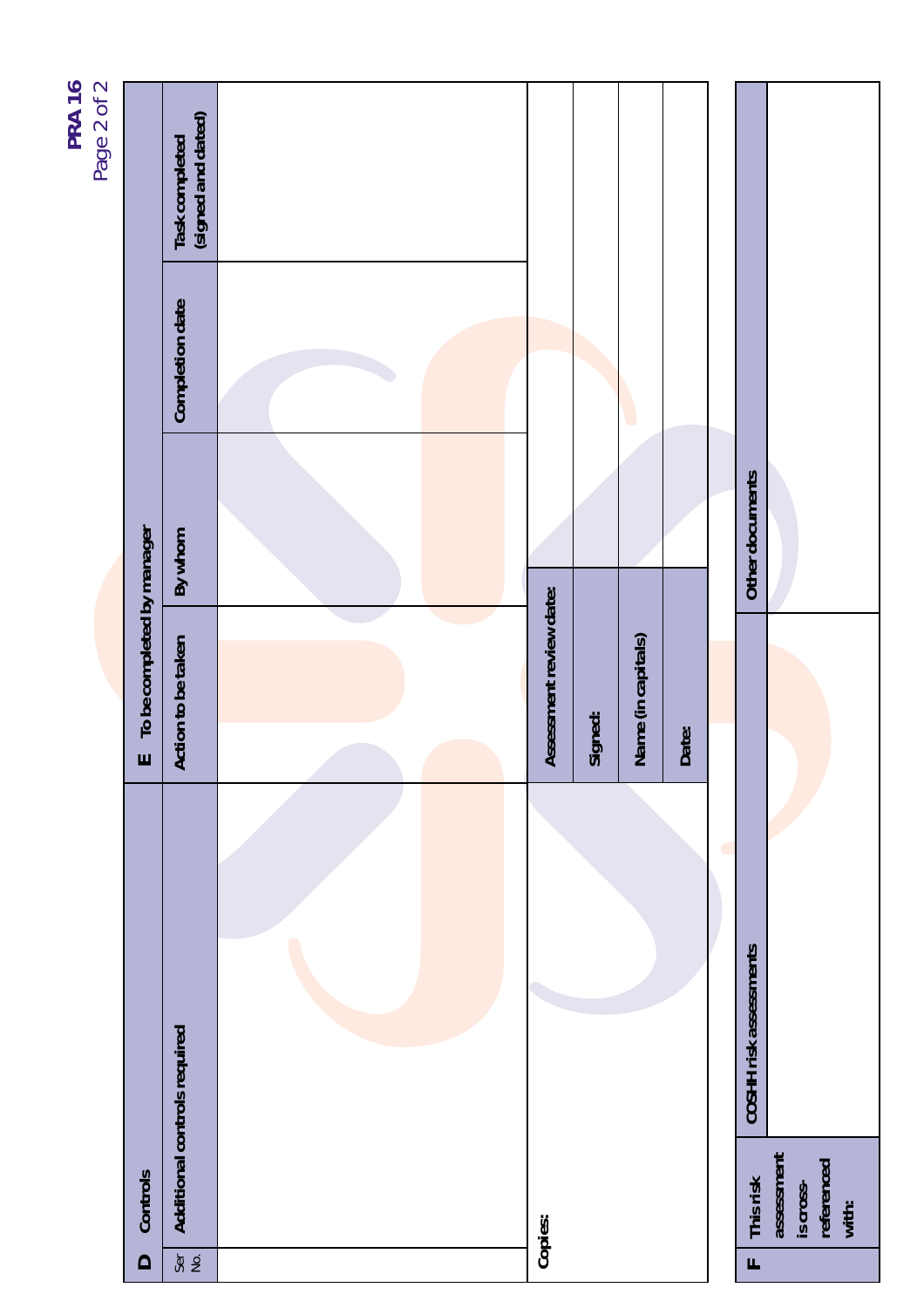| D Controls | | E To be completed by manager | | | |
|---|---|---|---|---|---|
| Ser No. | Additional controls required | Action to be taken | By whom | Completion date | Task completed (signed and dated) |
| | | | | | |

| Copies: | |
|---|---|
| | Assessment review date: |
| | Signed: |
| | Name (in capitals): |
| | Date: |

| F This risk assessment is cross-referenced with: | COSHH risk assessments | Other documents |
|---|---|---|
| | | |